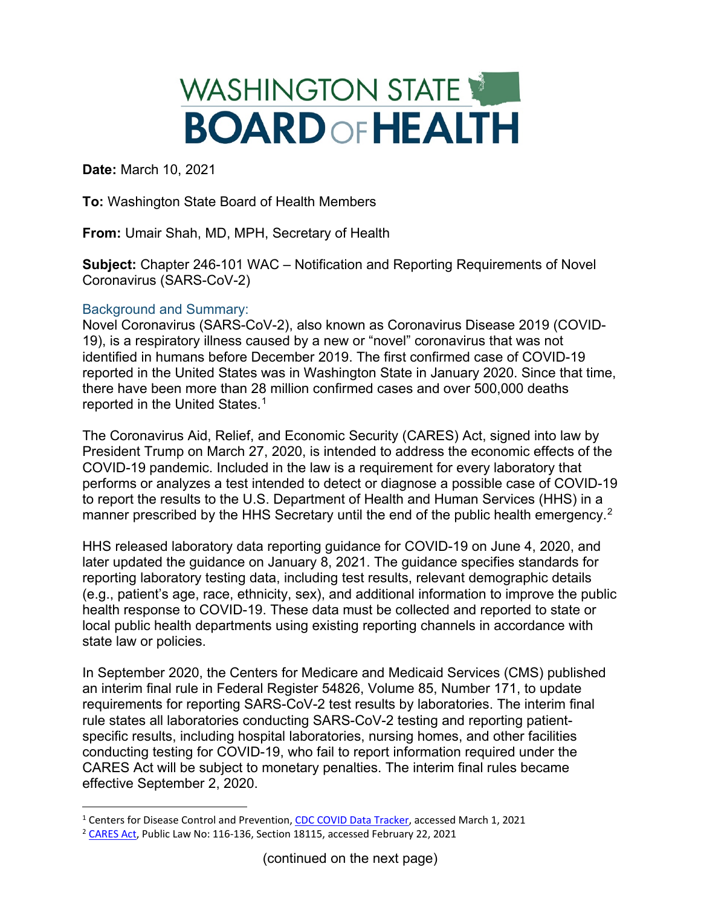# WASHINGTON STATE BOARD OF HEALTH

**Date:** March 10, 2021

**To:** Washington State Board of Health Members

**From:** Umair Shah, MD, MPH, Secretary of Health

**Subject:** Chapter 246-101 WAC – Notification and Reporting Requirements of Novel Coronavirus (SARS-CoV-2)

## Background and Summary:

Novel Coronavirus (SARS-CoV-2), also known as Coronavirus Disease 2019 (COVID-19), is a respiratory illness caused by a new or "novel" coronavirus that was not identified in humans before December 2019. The first confirmed case of COVID-19 reported in the United States was in Washington State in January 2020. Since that time, there have been more than 28 million confirmed cases and over 500,000 deaths reported in the United States.[1]

The Coronavirus Aid, Relief, and Economic Security (CARES) Act, signed into law by President Trump on March 27, 2020, is intended to address the economic effects of the COVID-19 pandemic. Included in the law is a requirement for every laboratory that performs or analyzes a test intended to detect or diagnose a possible case of COVID-19 to report the results to the U.S. Department of Health and Human Services (HHS) in a manner prescribed by the HHS Secretary until the end of the public health emergency.[2]

HHS released laboratory data reporting guidance for COVID-19 on June 4, 2020, and later updated the guidance on January 8, 2021. The guidance specifies standards for reporting laboratory testing data, including test results, relevant demographic details (e.g., patient's age, race, ethnicity, sex), and additional information to improve the public health response to COVID-19. These data must be collected and reported to state or local public health departments using existing reporting channels in accordance with state law or policies.

In September 2020, the Centers for Medicare and Medicaid Services (CMS) published an interim final rule in Federal Register 54826, Volume 85, Number 171, to update requirements for reporting SARS-CoV-2 test results by laboratories. The interim final rule states all laboratories conducting SARS-CoV-2 testing and reporting patient-specific results, including hospital laboratories, nursing homes, and other facilities conducting testing for COVID-19, who fail to report information required under the CARES Act will be subject to monetary penalties. The interim final rules became effective September 2, 2020.

---

[1] Centers for Disease Control and Prevention, CDC COVID Data Tracker, accessed March 1, 2021

[2] CARES Act, Public Law No: 116-136, Section 18115, accessed February 22, 2021

(continued on the next page)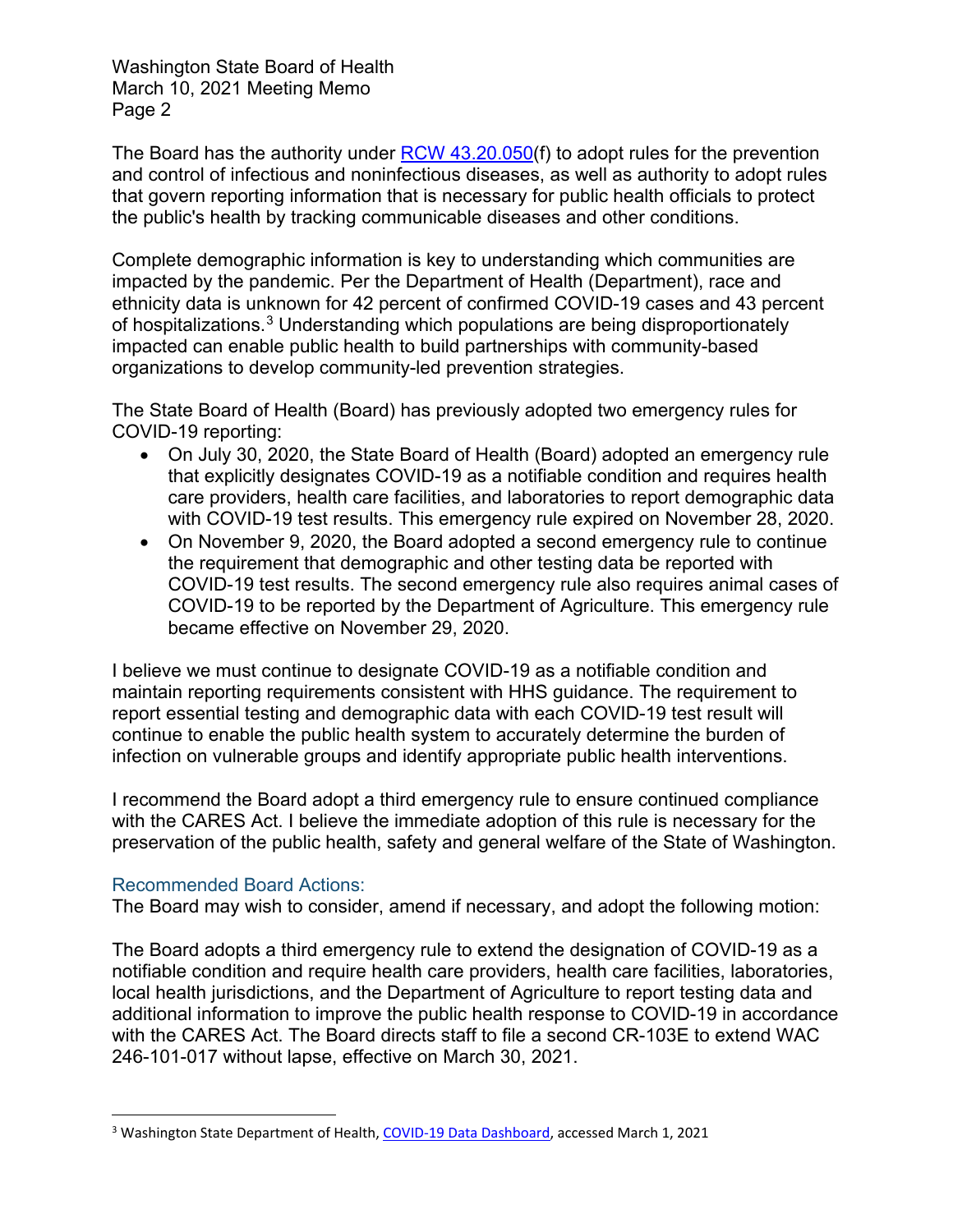The Board has the authority under [RCW 43.20.050](f) to adopt rules for the prevention and control of infectious and noninfectious diseases, as well as authority to adopt rules that govern reporting information that is necessary for public health officials to protect the public's health by tracking communicable diseases and other conditions.

Complete demographic information is key to understanding which communities are impacted by the pandemic. Per the Department of Health (Department), race and ethnicity data is unknown for 42 percent of confirmed COVID-19 cases and 43 percent of hospitalizations.[3] Understanding which populations are being disproportionately impacted can enable public health to build partnerships with community-based organizations to develop community-led prevention strategies.

The State Board of Health (Board) has previously adopted two emergency rules for COVID-19 reporting:

- On July 30, 2020, the State Board of Health (Board) adopted an emergency rule that explicitly designates COVID-19 as a notifiable condition and requires health care providers, health care facilities, and laboratories to report demographic data with COVID-19 test results. This emergency rule expired on November 28, 2020.
- On November 9, 2020, the Board adopted a second emergency rule to continue the requirement that demographic and other testing data be reported with COVID-19 test results. The second emergency rule also requires animal cases of COVID-19 to be reported by the Department of Agriculture. This emergency rule became effective on November 29, 2020.

I believe we must continue to designate COVID-19 as a notifiable condition and maintain reporting requirements consistent with HHS guidance. The requirement to report essential testing and demographic data with each COVID-19 test result will continue to enable the public health system to accurately determine the burden of infection on vulnerable groups and identify appropriate public health interventions.

I recommend the Board adopt a third emergency rule to ensure continued compliance with the CARES Act. I believe the immediate adoption of this rule is necessary for the preservation of the public health, safety and general welfare of the State of Washington.

### Recommended Board Actions:

The Board may wish to consider, amend if necessary, and adopt the following motion:

The Board adopts a third emergency rule to extend the designation of COVID-19 as a notifiable condition and require health care providers, health care facilities, laboratories, local health jurisdictions, and the Department of Agriculture to report testing data and additional information to improve the public health response to COVID-19 in accordance with the CARES Act. The Board directs staff to file a second CR-103E to extend WAC 246-101-017 without lapse, effective on March 30, 2021.

---

[3] Washington State Department of Health, [COVID-19 Data Dashboard], accessed March 1, 2021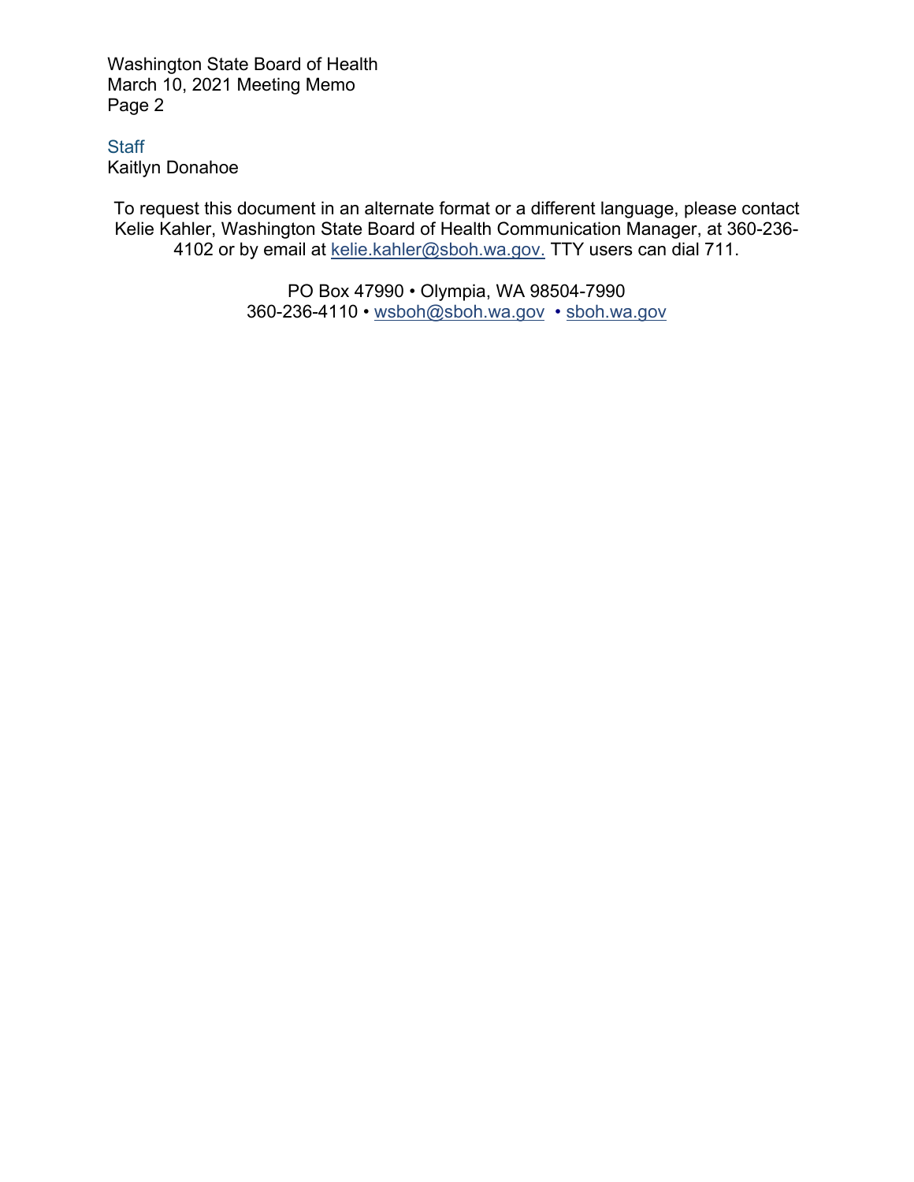### Staff

Kaitlyn Donahoe

To request this document in an alternate format or a different language, please contact Kelie Kahler, Washington State Board of Health Communication Manager, at 360-236-4102 or by email at kelie.kahler@sboh.wa.gov. TTY users can dial 711.

PO Box 47990 • Olympia, WA 98504-7990
360-236-4110 • wsboh@sboh.wa.gov • sboh.wa.gov